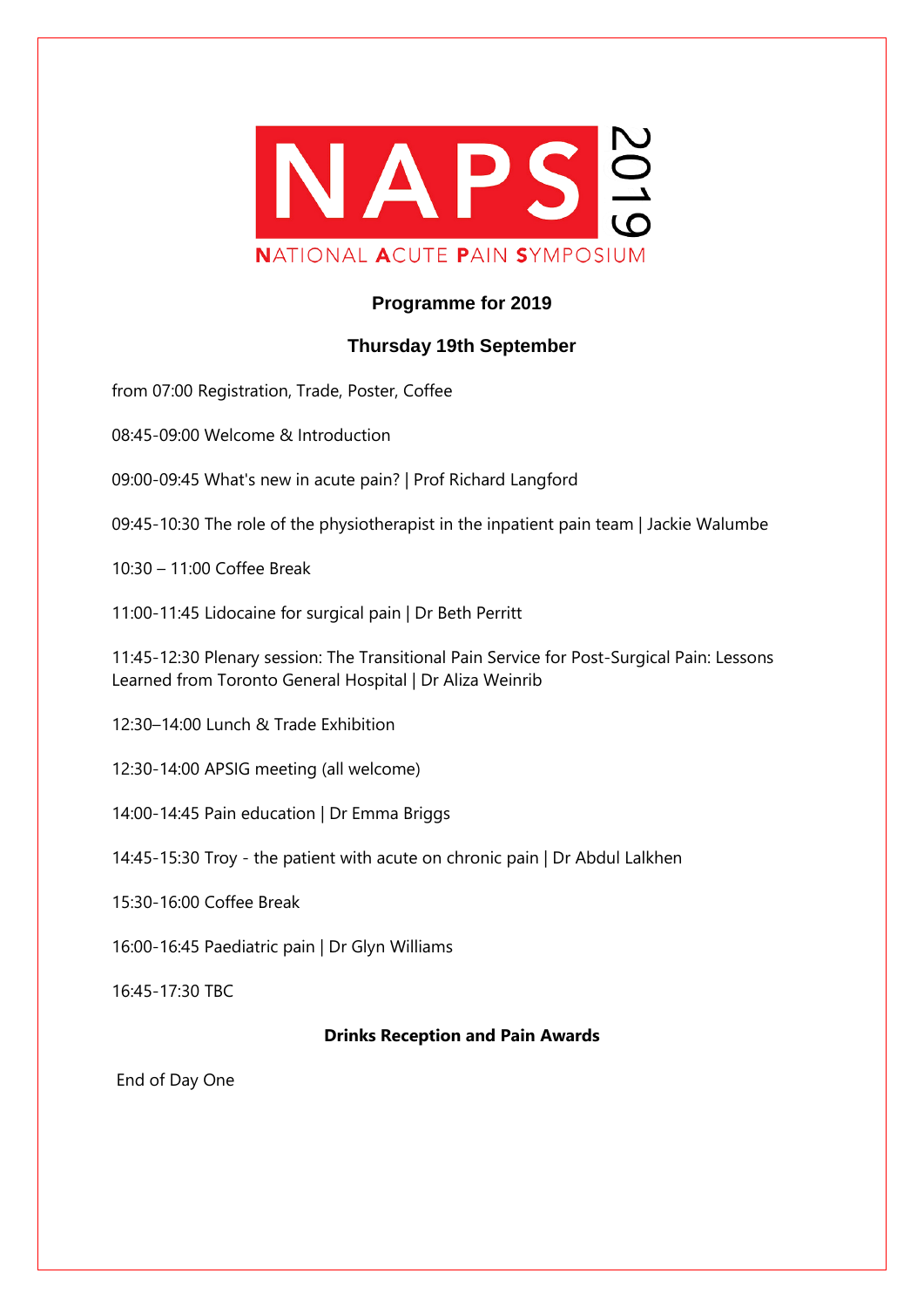# NAPS 2019

NATIONAL ACUTE PAIN SYMPOSIUM

## Programme for 2019

## Thursday 19th September

from 07:00 Registration, Trade, Poster, Coffee

08:45-09:00 Welcome & Introduction

09:00-09:45 What's new in acute pain? | Prof Richard Langford

09:45-10:30 The role of the physiotherapist in the inpatient pain team | Jackie Walumbe

10:30 – 11:00 Coffee Break

11:00-11:45 Lidocaine for surgical pain | Dr Beth Perritt

11:45-12:30 Plenary session: The Transitional Pain Service for Post-Surgical Pain: Lessons Learned from Toronto General Hospital | Dr Aliza Weinrib

12:30–14:00 Lunch & Trade Exhibition

12:30-14:00 APSIG meeting (all welcome)

14:00-14:45 Pain education | Dr Emma Briggs

14:45-15:30 Troy - the patient with acute on chronic pain | Dr Abdul Lalkhen

15:30-16:00 Coffee Break

16:00-16:45 Paediatric pain | Dr Glyn Williams

16:45-17:30 TBC

**Drinks Reception and Pain Awards**

End of Day One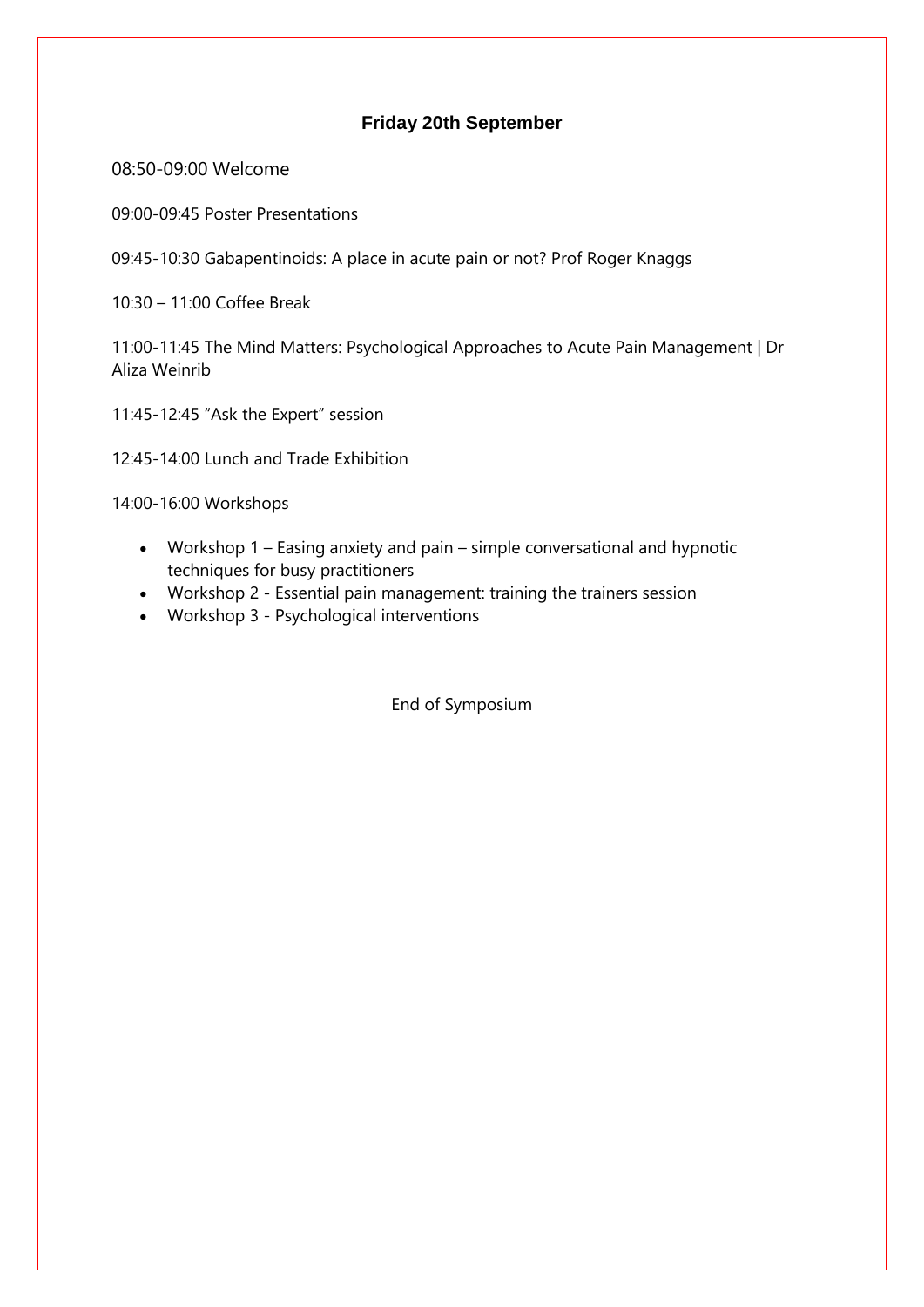## Friday 20th September

08:50-09:00 Welcome

09:00-09:45 Poster Presentations

09:45-10:30 Gabapentinoids: A place in acute pain or not? Prof Roger Knaggs

10:30 – 11:00 Coffee Break

11:00-11:45 The Mind Matters: Psychological Approaches to Acute Pain Management | Dr Aliza Weinrib

11:45-12:45 "Ask the Expert" session

12:45-14:00 Lunch and Trade Exhibition

14:00-16:00 Workshops

- Workshop 1 – Easing anxiety and pain – simple conversational and hypnotic techniques for busy practitioners
- Workshop 2 - Essential pain management: training the trainers session
- Workshop 3 - Psychological interventions

End of Symposium